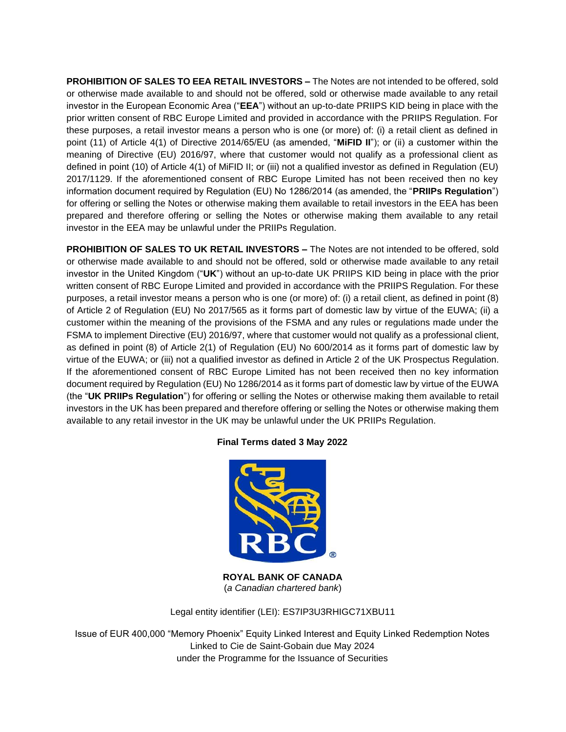**PROHIBITION OF SALES TO EEA RETAIL INVESTORS –** The Notes are not intended to be offered, sold or otherwise made available to and should not be offered, sold or otherwise made available to any retail investor in the European Economic Area ("**EEA**") without an up-to-date PRIIPS KID being in place with the prior written consent of RBC Europe Limited and provided in accordance with the PRIIPS Regulation. For these purposes, a retail investor means a person who is one (or more) of: (i) a retail client as defined in point (11) of Article 4(1) of Directive 2014/65/EU (as amended, "**MiFID II**"); or (ii) a customer within the meaning of Directive (EU) 2016/97, where that customer would not qualify as a professional client as defined in point (10) of Article 4(1) of MiFID II; or (iii) not a qualified investor as defined in Regulation (EU) 2017/1129. If the aforementioned consent of RBC Europe Limited has not been received then no key information document required by Regulation (EU) No 1286/2014 (as amended, the "**PRIIPs Regulation**") for offering or selling the Notes or otherwise making them available to retail investors in the EEA has been prepared and therefore offering or selling the Notes or otherwise making them available to any retail investor in the EEA may be unlawful under the PRIIPs Regulation.

**PROHIBITION OF SALES TO UK RETAIL INVESTORS –** The Notes are not intended to be offered, sold or otherwise made available to and should not be offered, sold or otherwise made available to any retail investor in the United Kingdom ("**UK**") without an up-to-date UK PRIIPS KID being in place with the prior written consent of RBC Europe Limited and provided in accordance with the PRIIPS Regulation. For these purposes, a retail investor means a person who is one (or more) of: (i) a retail client, as defined in point (8) of Article 2 of Regulation (EU) No 2017/565 as it forms part of domestic law by virtue of the EUWA; (ii) a customer within the meaning of the provisions of the FSMA and any rules or regulations made under the FSMA to implement Directive (EU) 2016/97, where that customer would not qualify as a professional client, as defined in point (8) of Article 2(1) of Regulation (EU) No 600/2014 as it forms part of domestic law by virtue of the EUWA; or (iii) not a qualified investor as defined in Article 2 of the UK Prospectus Regulation. If the aforementioned consent of RBC Europe Limited has not been received then no key information document required by Regulation (EU) No 1286/2014 as it forms part of domestic law by virtue of the EUWA (the "**UK PRIIPs Regulation**") for offering or selling the Notes or otherwise making them available to retail investors in the UK has been prepared and therefore offering or selling the Notes or otherwise making them available to any retail investor in the UK may be unlawful under the UK PRIIPs Regulation.

**Final Terms dated 3 May 2022**

**ROYAL BANK OF CANADA**
(*a Canadian chartered bank*)

Legal entity identifier (LEI): ES7IP3U3RHIGC71XBU11

Issue of EUR 400,000 "Memory Phoenix" Equity Linked Interest and Equity Linked Redemption Notes Linked to Cie de Saint-Gobain due May 2024
under the Programme for the Issuance of Securities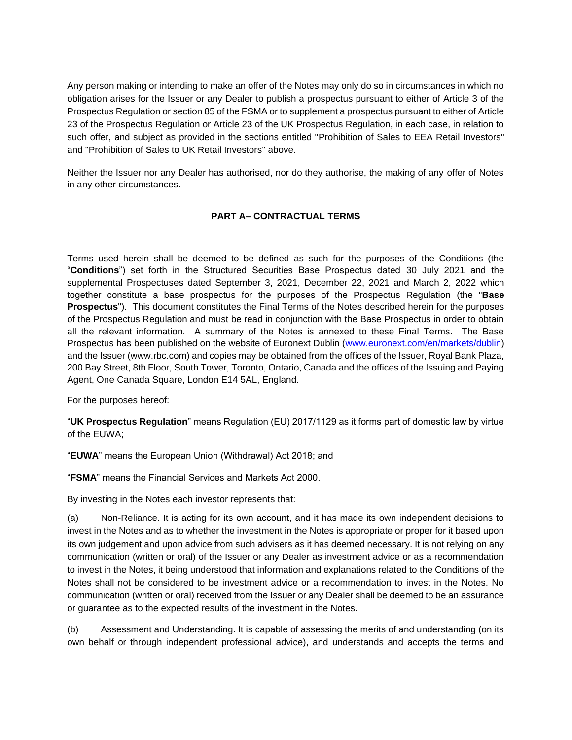Any person making or intending to make an offer of the Notes may only do so in circumstances in which no obligation arises for the Issuer or any Dealer to publish a prospectus pursuant to either of Article 3 of the Prospectus Regulation or section 85 of the FSMA or to supplement a prospectus pursuant to either of Article 23 of the Prospectus Regulation or Article 23 of the UK Prospectus Regulation, in each case, in relation to such offer, and subject as provided in the sections entitled "Prohibition of Sales to EEA Retail Investors" and "Prohibition of Sales to UK Retail Investors" above.

Neither the Issuer nor any Dealer has authorised, nor do they authorise, the making of any offer of Notes in any other circumstances.

## PART A– CONTRACTUAL TERMS

Terms used herein shall be deemed to be defined as such for the purposes of the Conditions (the "**Conditions**") set forth in the Structured Securities Base Prospectus dated 30 July 2021 and the supplemental Prospectuses dated September 3, 2021, December 22, 2021 and March 2, 2022 which together constitute a base prospectus for the purposes of the Prospectus Regulation (the "**Base Prospectus**"). This document constitutes the Final Terms of the Notes described herein for the purposes of the Prospectus Regulation and must be read in conjunction with the Base Prospectus in order to obtain all the relevant information. A summary of the Notes is annexed to these Final Terms. The Base Prospectus has been published on the website of Euronext Dublin (www.euronext.com/en/markets/dublin) and the Issuer (www.rbc.com) and copies may be obtained from the offices of the Issuer, Royal Bank Plaza, 200 Bay Street, 8th Floor, South Tower, Toronto, Ontario, Canada and the offices of the Issuing and Paying Agent, One Canada Square, London E14 5AL, England.

For the purposes hereof:

"**UK Prospectus Regulation**" means Regulation (EU) 2017/1129 as it forms part of domestic law by virtue of the EUWA;

"**EUWA**" means the European Union (Withdrawal) Act 2018; and

"**FSMA**" means the Financial Services and Markets Act 2000.

By investing in the Notes each investor represents that:

(a) Non-Reliance. It is acting for its own account, and it has made its own independent decisions to invest in the Notes and as to whether the investment in the Notes is appropriate or proper for it based upon its own judgement and upon advice from such advisers as it has deemed necessary. It is not relying on any communication (written or oral) of the Issuer or any Dealer as investment advice or as a recommendation to invest in the Notes, it being understood that information and explanations related to the Conditions of the Notes shall not be considered to be investment advice or a recommendation to invest in the Notes. No communication (written or oral) received from the Issuer or any Dealer shall be deemed to be an assurance or guarantee as to the expected results of the investment in the Notes.

(b) Assessment and Understanding. It is capable of assessing the merits of and understanding (on its own behalf or through independent professional advice), and understands and accepts the terms and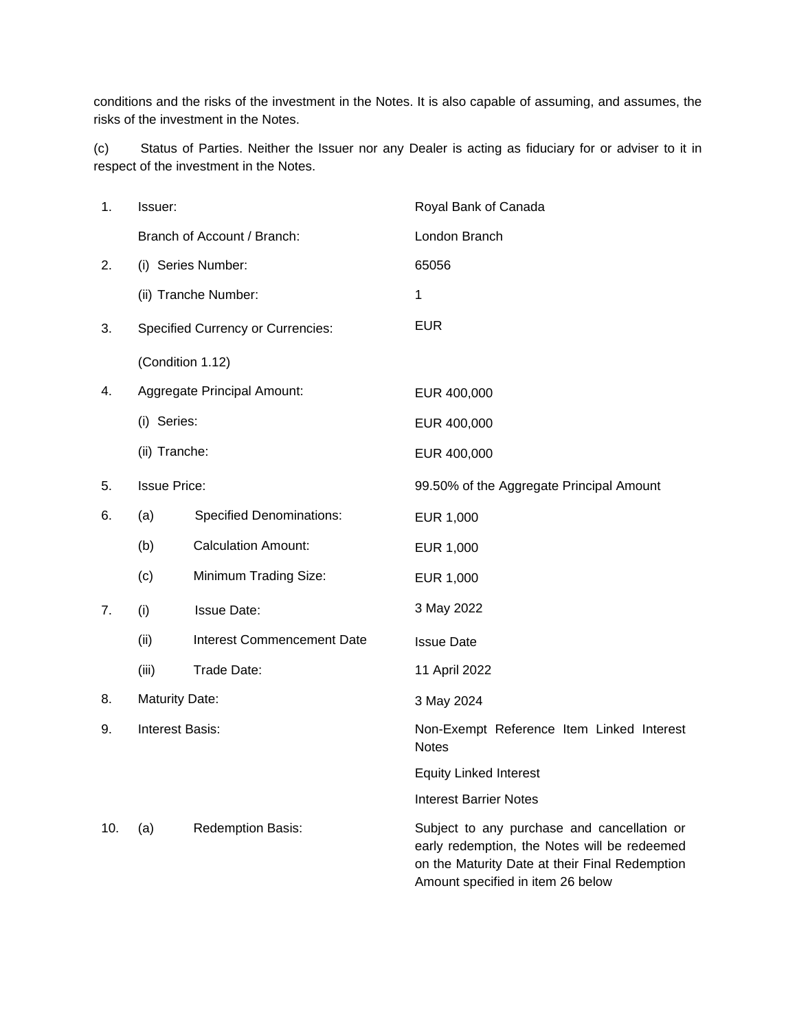conditions and the risks of the investment in the Notes. It is also capable of assuming, and assumes, the risks of the investment in the Notes.

(c) Status of Parties. Neither the Issuer nor any Dealer is acting as fiduciary for or adviser to it in respect of the investment in the Notes.

| | | |
|---|---|---|
| 1. | Issuer: | Royal Bank of Canada |
| | Branch of Account / Branch: | London Branch |
| 2. | (i) Series Number: | 65056 |
| | (ii) Tranche Number: | 1 |
| 3. | Specified Currency or Currencies:<br><br>(Condition 1.12) | EUR |
| 4. | Aggregate Principal Amount: | EUR 400,000 |
| | (i) Series: | EUR 400,000 |
| | (ii) Tranche: | EUR 400,000 |
| 5. | Issue Price: | 99.50% of the Aggregate Principal Amount |
| 6. | (a) Specified Denominations: | EUR 1,000 |
| | (b) Calculation Amount: | EUR 1,000 |
| | (c) Minimum Trading Size: | EUR 1,000 |
| 7. | (i) Issue Date: | 3 May 2022 |
| | (ii) Interest Commencement Date | Issue Date |
| | (iii) Trade Date: | 11 April 2022 |
| 8. | Maturity Date: | 3 May 2024 |
| 9. | Interest Basis: | Non-Exempt Reference Item Linked Interest Notes<br><br>Equity Linked Interest<br><br>Interest Barrier Notes |
| 10. | (a) Redemption Basis: | Subject to any purchase and cancellation or early redemption, the Notes will be redeemed on the Maturity Date at their Final Redemption Amount specified in item 26 below |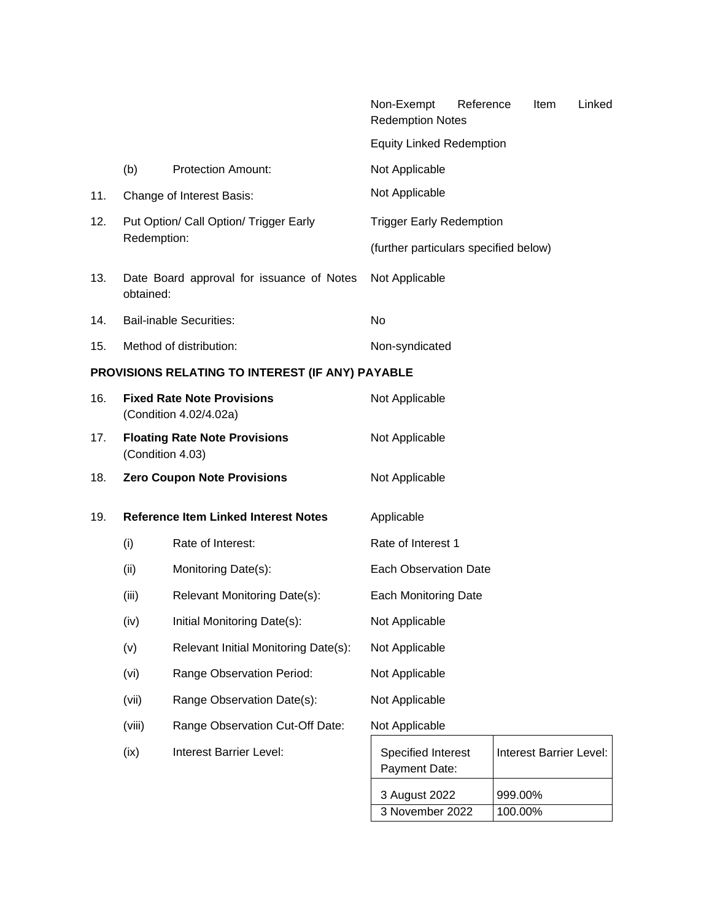Non-Exempt Reference Item Linked Redemption Notes

Equity Linked Redemption

(b) Protection Amount: Not Applicable

11. Change of Interest Basis: Not Applicable

12. Put Option/ Call Option/ Trigger Early Redemption: Trigger Early Redemption

(further particulars specified below)

13. Date Board approval for issuance of Notes obtained: Not Applicable

14. Bail-inable Securities: No

15. Method of distribution: Non-syndicated

**PROVISIONS RELATING TO INTEREST (IF ANY) PAYABLE**

16. **Fixed Rate Note Provisions** (Condition 4.02/4.02a) Not Applicable

17. **Floating Rate Note Provisions** (Condition 4.03) Not Applicable

18. **Zero Coupon Note Provisions** Not Applicable

19. **Reference Item Linked Interest Notes** Applicable

(i) Rate of Interest: Rate of Interest 1

(ii) Monitoring Date(s): Each Observation Date

(iii) Relevant Monitoring Date(s): Each Monitoring Date

(iv) Initial Monitoring Date(s): Not Applicable

(v) Relevant Initial Monitoring Date(s): Not Applicable

(vi) Range Observation Period: Not Applicable

(vii) Range Observation Date(s): Not Applicable

(viii) Range Observation Cut-Off Date: Not Applicable

(ix) Interest Barrier Level:

| Specified Interest Payment Date: | Interest Barrier Level: |
|---|---|
| 3 August 2022 | 999.00% |
| 3 November 2022 | 100.00% |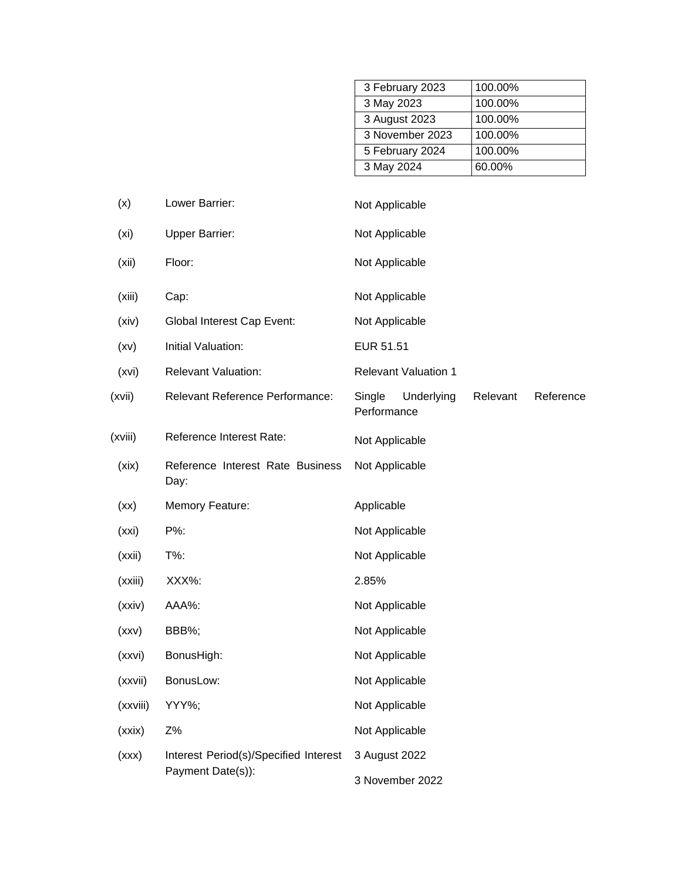| | |
|---|---|
| 3 February 2023 | 100.00% |
| 3 May 2023 | 100.00% |
| 3 August 2023 | 100.00% |
| 3 November 2023 | 100.00% |
| 5 February 2024 | 100.00% |
| 3 May 2024 | 60.00% |

| | | |
|---|---|---|
| (x) | Lower Barrier: | Not Applicable |
| (xi) | Upper Barrier: | Not Applicable |
| (xii) | Floor: | Not Applicable |
| (xiii) | Cap: | Not Applicable |
| (xiv) | Global Interest Cap Event: | Not Applicable |
| (xv) | Initial Valuation: | EUR 51.51 |
| (xvi) | Relevant Valuation: | Relevant Valuation 1 |
| (xvii) | Relevant Reference Performance: | Single Underlying Relevant Reference Performance |
| (xviii) | Reference Interest Rate: | Not Applicable |
| (xix) | Reference Interest Rate Business Day: | Not Applicable |
| (xx) | Memory Feature: | Applicable |
| (xxi) | P%: | Not Applicable |
| (xxii) | T%: | Not Applicable |
| (xxiii) | XXX%: | 2.85% |
| (xxiv) | AAA%: | Not Applicable |
| (xxv) | BBB%; | Not Applicable |
| (xxvi) | BonusHigh: | Not Applicable |
| (xxvii) | BonusLow: | Not Applicable |
| (xxviii) | YYY%; | Not Applicable |
| (xxix) | Z% | Not Applicable |
| (xxx) | Interest Period(s)/Specified Interest Payment Date(s)): | 3 August 2022<br>3 November 2022 |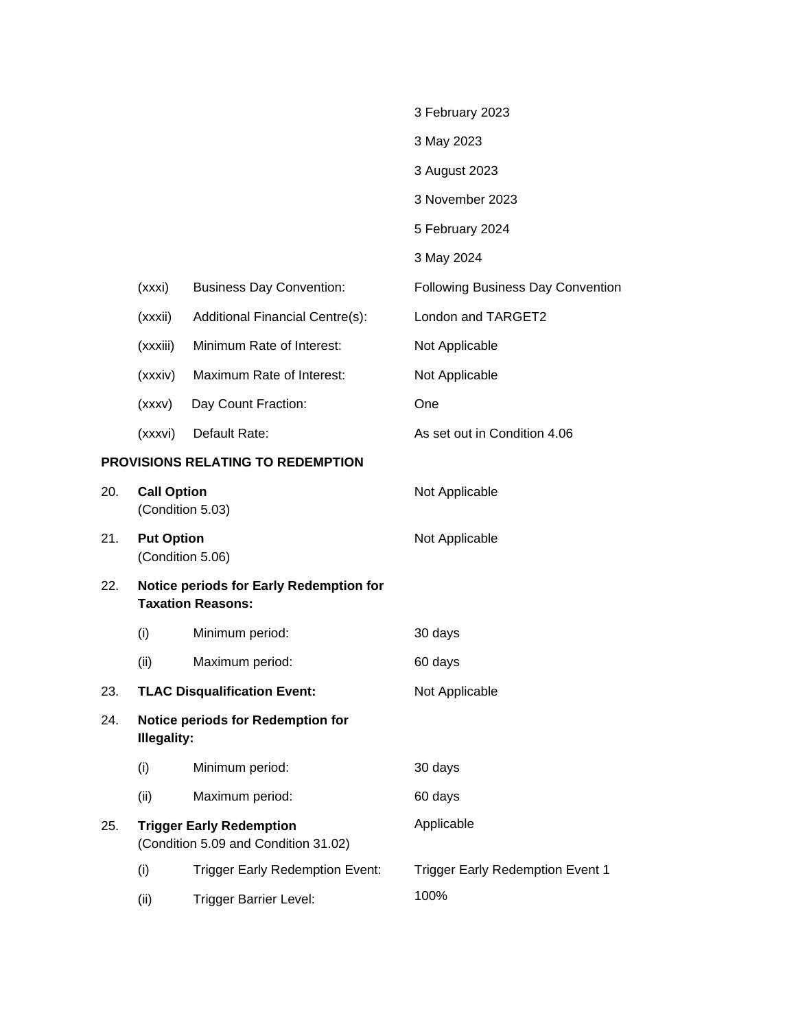| | | |
|---|---|---|
| | | 3 February 2023 |
| | | 3 May 2023 |
| | | 3 August 2023 |
| | | 3 November 2023 |
| | | 5 February 2024 |
| | | 3 May 2024 |
| (xxxi) | Business Day Convention: | Following Business Day Convention |
| (xxxii) | Additional Financial Centre(s): | London and TARGET2 |
| (xxxiii) | Minimum Rate of Interest: | Not Applicable |
| (xxxiv) | Maximum Rate of Interest: | Not Applicable |
| (xxxv) | Day Count Fraction: | One |
| (xxxvi) | Default Rate: | As set out in Condition 4.06 |

**PROVISIONS RELATING TO REDEMPTION**

| | | |
|---|---|---|
| 20. | **Call Option** (Condition 5.03) | Not Applicable |
| 21. | **Put Option** (Condition 5.06) | Not Applicable |
| 22. | **Notice periods for Early Redemption for Taxation Reasons:** | |
| | (i) Minimum period: | 30 days |
| | (ii) Maximum period: | 60 days |
| 23. | **TLAC Disqualification Event:** | Not Applicable |
| 24. | **Notice periods for Redemption for Illegality:** | |
| | (i) Minimum period: | 30 days |
| | (ii) Maximum period: | 60 days |
| 25. | **Trigger Early Redemption** (Condition 5.09 and Condition 31.02) | Applicable |
| | (i) Trigger Early Redemption Event: | Trigger Early Redemption Event 1 |
| | (ii) Trigger Barrier Level: | 100% |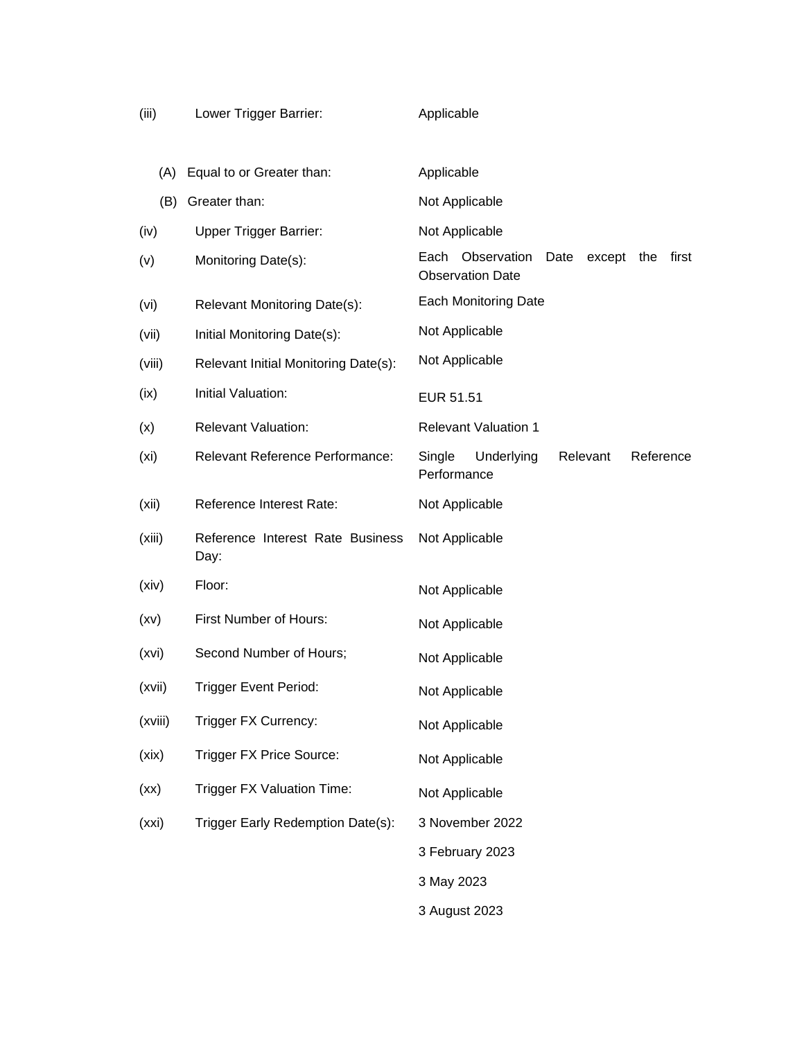| | | |
|---|---|---|
| (iii) | Lower Trigger Barrier: | Applicable |
| | (A) Equal to or Greater than: | Applicable |
| | (B) Greater than: | Not Applicable |
| (iv) | Upper Trigger Barrier: | Not Applicable |
| (v) | Monitoring Date(s): | Each Observation Date except the first Observation Date |
| (vi) | Relevant Monitoring Date(s): | Each Monitoring Date |
| (vii) | Initial Monitoring Date(s): | Not Applicable |
| (viii) | Relevant Initial Monitoring Date(s): | Not Applicable |
| (ix) | Initial Valuation: | EUR 51.51 |
| (x) | Relevant Valuation: | Relevant Valuation 1 |
| (xi) | Relevant Reference Performance: | Single Underlying Relevant Reference Performance |
| (xii) | Reference Interest Rate: | Not Applicable |
| (xiii) | Reference Interest Rate Business Day: | Not Applicable |
| (xiv) | Floor: | Not Applicable |
| (xv) | First Number of Hours: | Not Applicable |
| (xvi) | Second Number of Hours; | Not Applicable |
| (xvii) | Trigger Event Period: | Not Applicable |
| (xviii) | Trigger FX Currency: | Not Applicable |
| (xix) | Trigger FX Price Source: | Not Applicable |
| (xx) | Trigger FX Valuation Time: | Not Applicable |
| (xxi) | Trigger Early Redemption Date(s): | 3 November 2022<br>3 February 2023<br>3 May 2023<br>3 August 2023 |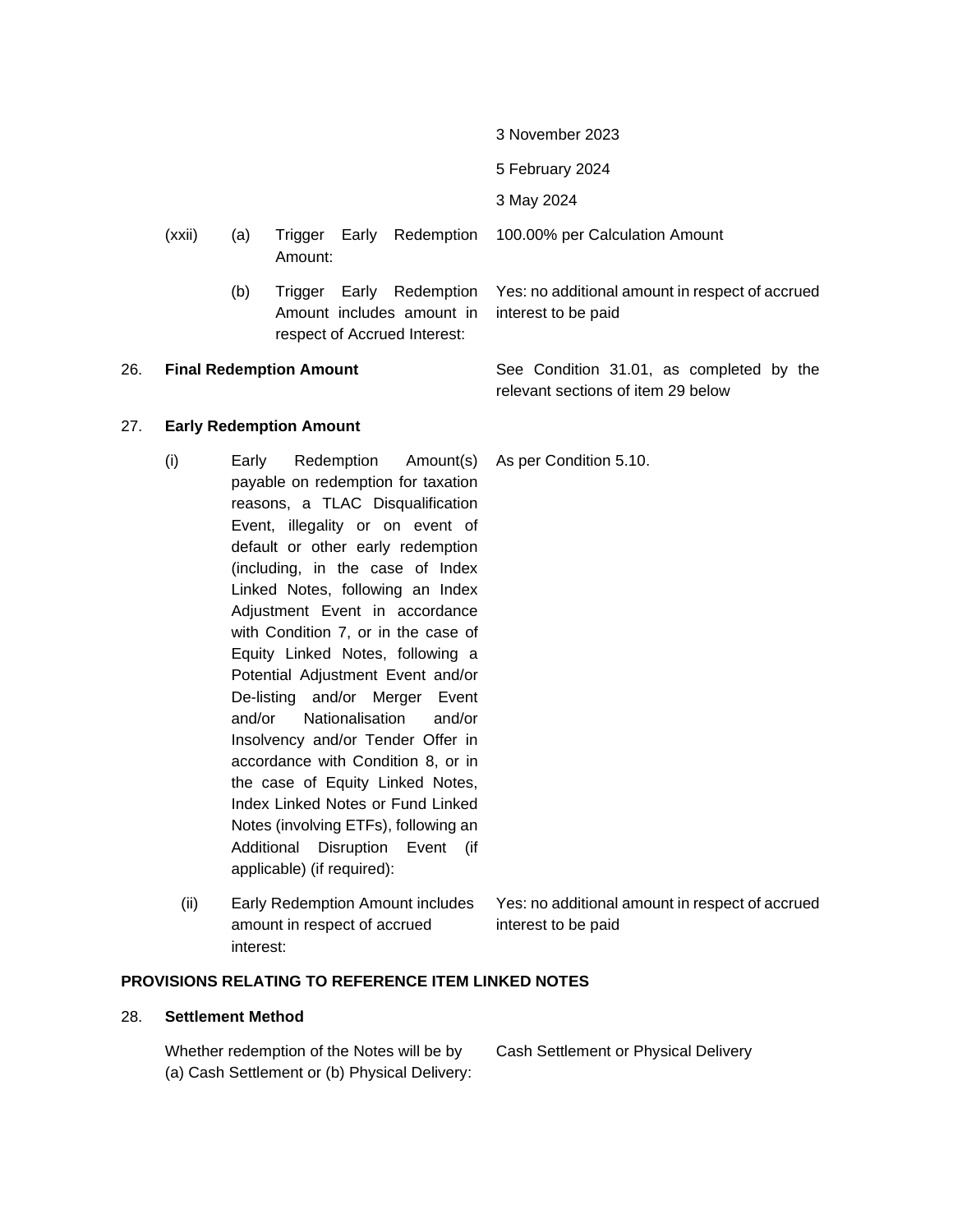| | | |
|---|---|---|
| | | 3 November 2023 |
| | | 5 February 2024 |
| | | 3 May 2024 |
| (xxii) | (a) Trigger Early Redemption Amount: | 100.00% per Calculation Amount |
| | (b) Trigger Early Redemption Amount includes amount in respect of Accrued Interest: | Yes: no additional amount in respect of accrued interest to be paid |

26. **Final Redemption Amount** — See Condition 31.01, as completed by the relevant sections of item 29 below

27. **Early Redemption Amount**

| | | |
|---|---|---|
| (i) | Early Redemption Amount(s) payable on redemption for taxation reasons, a TLAC Disqualification Event, illegality or on event of default or other early redemption (including, in the case of Index Linked Notes, following an Index Adjustment Event in accordance with Condition 7, or in the case of Equity Linked Notes, following a Potential Adjustment Event and/or De-listing and/or Merger Event and/or Nationalisation and/or Insolvency and/or Tender Offer in accordance with Condition 8, or in the case of Equity Linked Notes, Index Linked Notes or Fund Linked Notes (involving ETFs), following an Additional Disruption Event (if applicable) (if required): | As per Condition 5.10. |
| (ii) | Early Redemption Amount includes amount in respect of accrued interest: | Yes: no additional amount in respect of accrued interest to be paid |

**PROVISIONS RELATING TO REFERENCE ITEM LINKED NOTES**

28. **Settlement Method**

| | |
|---|---|
| Whether redemption of the Notes will be by (a) Cash Settlement or (b) Physical Delivery: | Cash Settlement or Physical Delivery |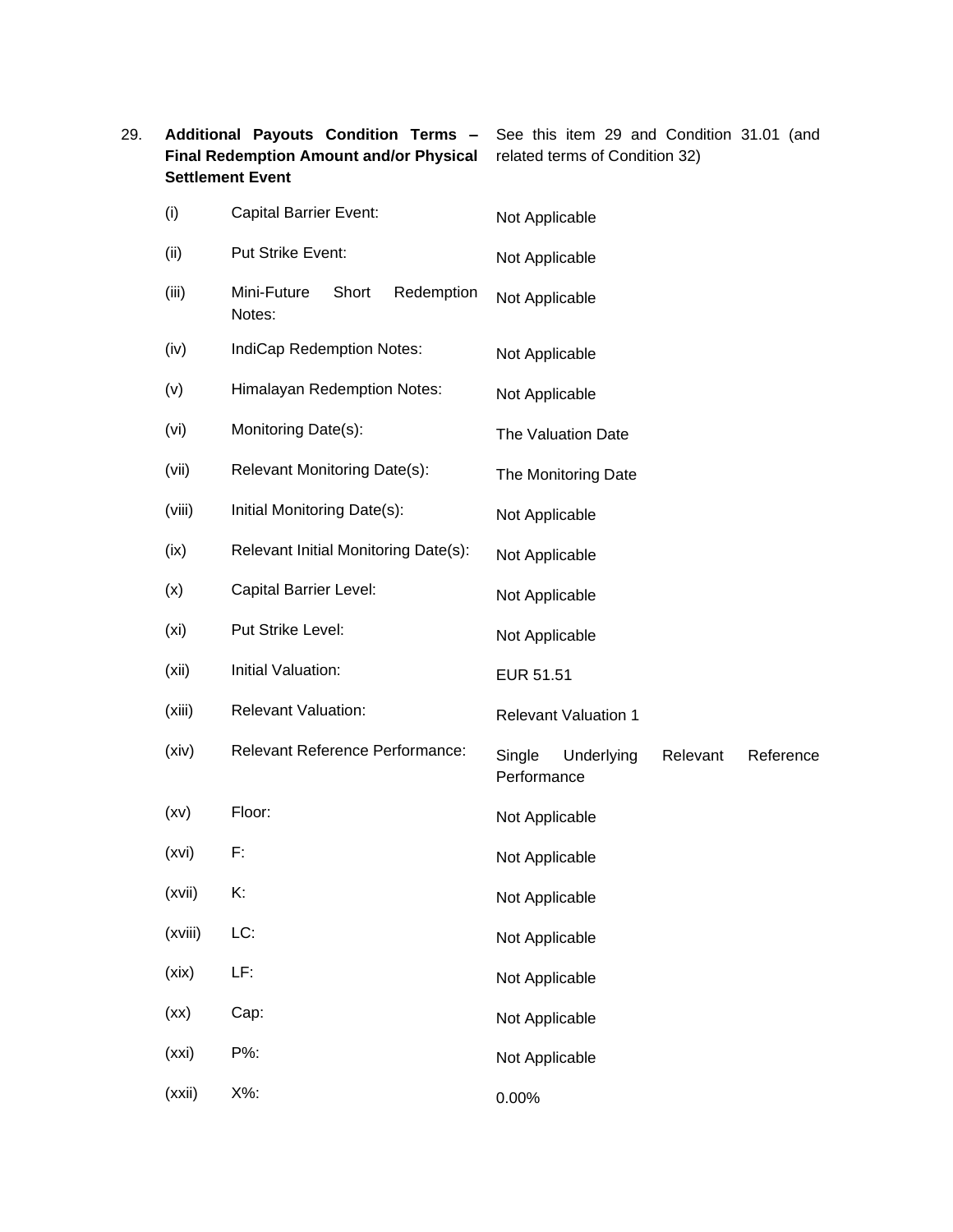| | | | |
|---|---|---|---|
| 29. | **Additional Payouts Condition Terms – Final Redemption Amount and/or Physical Settlement Event** | | See this item 29 and Condition 31.01 (and related terms of Condition 32) |
| | (i) | Capital Barrier Event: | Not Applicable |
| | (ii) | Put Strike Event: | Not Applicable |
| | (iii) | Mini-Future Short Redemption Notes: | Not Applicable |
| | (iv) | IndiCap Redemption Notes: | Not Applicable |
| | (v) | Himalayan Redemption Notes: | Not Applicable |
| | (vi) | Monitoring Date(s): | The Valuation Date |
| | (vii) | Relevant Monitoring Date(s): | The Monitoring Date |
| | (viii) | Initial Monitoring Date(s): | Not Applicable |
| | (ix) | Relevant Initial Monitoring Date(s): | Not Applicable |
| | (x) | Capital Barrier Level: | Not Applicable |
| | (xi) | Put Strike Level: | Not Applicable |
| | (xii) | Initial Valuation: | EUR 51.51 |
| | (xiii) | Relevant Valuation: | Relevant Valuation 1 |
| | (xiv) | Relevant Reference Performance: | Single Underlying Relevant Reference Performance |
| | (xv) | Floor: | Not Applicable |
| | (xvi) | F: | Not Applicable |
| | (xvii) | K: | Not Applicable |
| | (xviii) | LC: | Not Applicable |
| | (xix) | LF: | Not Applicable |
| | (xx) | Cap: | Not Applicable |
| | (xxi) | P%: | Not Applicable |
| | (xxii) | X%: | 0.00% |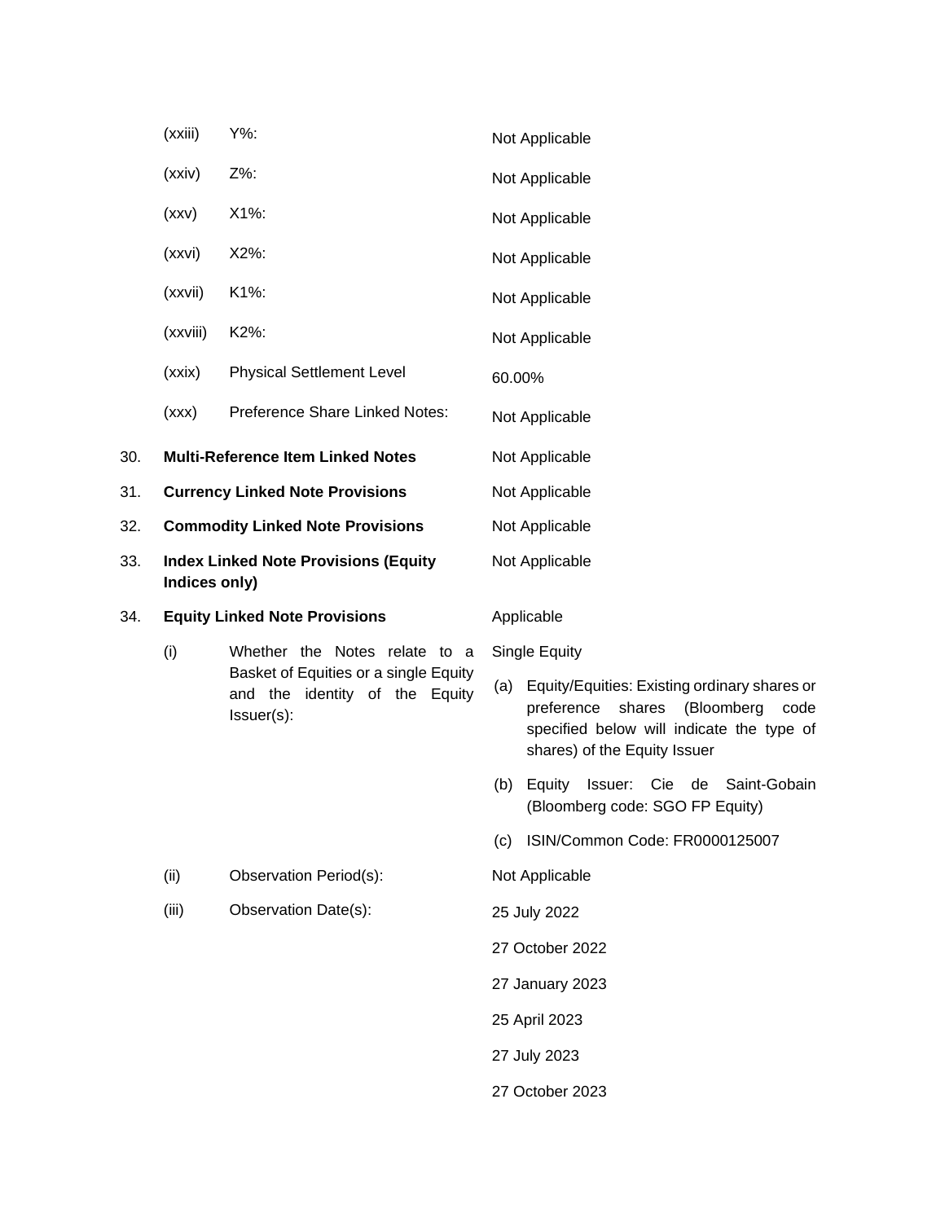| | | | |
|---|---|---|---|
| | (xxiii) | Y%: | Not Applicable |
| | (xxiv) | Z%: | Not Applicable |
| | (xxv) | X1%: | Not Applicable |
| | (xxvi) | X2%: | Not Applicable |
| | (xxvii) | K1%: | Not Applicable |
| | (xxviii) | K2%: | Not Applicable |
| | (xxix) | Physical Settlement Level | 60.00% |
| | (xxx) | Preference Share Linked Notes: | Not Applicable |
| 30. | **Multi-Reference Item Linked Notes** | | Not Applicable |
| 31. | **Currency Linked Note Provisions** | | Not Applicable |
| 32. | **Commodity Linked Note Provisions** | | Not Applicable |
| 33. | **Index Linked Note Provisions (Equity Indices only)** | | Not Applicable |
| 34. | **Equity Linked Note Provisions** | | Applicable |
| | (i) | Whether the Notes relate to a Basket of Equities or a single Equity and the identity of the Equity Issuer(s): | Single Equity<br>(a) Equity/Equities: Existing ordinary shares or preference shares (Bloomberg code specified below will indicate the type of shares) of the Equity Issuer<br>(b) Equity Issuer: Cie de Saint-Gobain (Bloomberg code: SGO FP Equity)<br>(c) ISIN/Common Code: FR0000125007 |
| | (ii) | Observation Period(s): | Not Applicable |
| | (iii) | Observation Date(s): | 25 July 2022<br>27 October 2022<br>27 January 2023<br>25 April 2023<br>27 July 2023<br>27 October 2023 |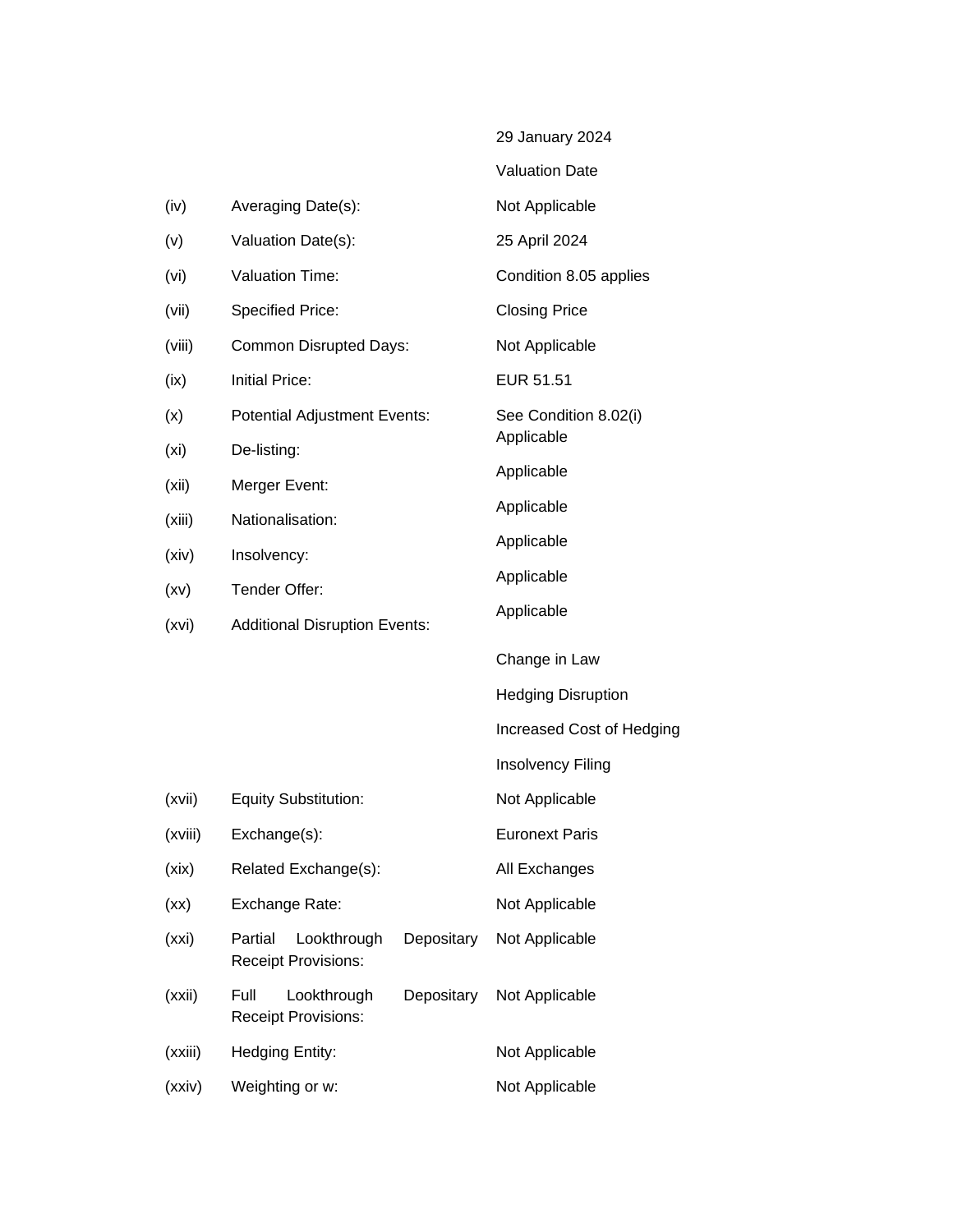| | | |
|---|---|---|
| | | 29 January 2024 |
| | | Valuation Date |
| (iv) | Averaging Date(s): | Not Applicable |
| (v) | Valuation Date(s): | 25 April 2024 |
| (vi) | Valuation Time: | Condition 8.05 applies |
| (vii) | Specified Price: | Closing Price |
| (viii) | Common Disrupted Days: | Not Applicable |
| (ix) | Initial Price: | EUR 51.51 |
| (x) | Potential Adjustment Events: | See Condition 8.02(i) |
| (xi) | De-listing: | Applicable |
| (xii) | Merger Event: | Applicable |
| (xiii) | Nationalisation: | Applicable |
| (xiv) | Insolvency: | Applicable |
| (xv) | Tender Offer: | Applicable |
| (xvi) | Additional Disruption Events: | Applicable |
| | | Change in Law |
| | | Hedging Disruption |
| | | Increased Cost of Hedging |
| | | Insolvency Filing |
| (xvii) | Equity Substitution: | Not Applicable |
| (xviii) | Exchange(s): | Euronext Paris |
| (xix) | Related Exchange(s): | All Exchanges |
| (xx) | Exchange Rate: | Not Applicable |
| (xxi) | Partial Lookthrough Depositary Receipt Provisions: | Not Applicable |
| (xxii) | Full Lookthrough Depositary Receipt Provisions: | Not Applicable |
| (xxiii) | Hedging Entity: | Not Applicable |
| (xxiv) | Weighting or w: | Not Applicable |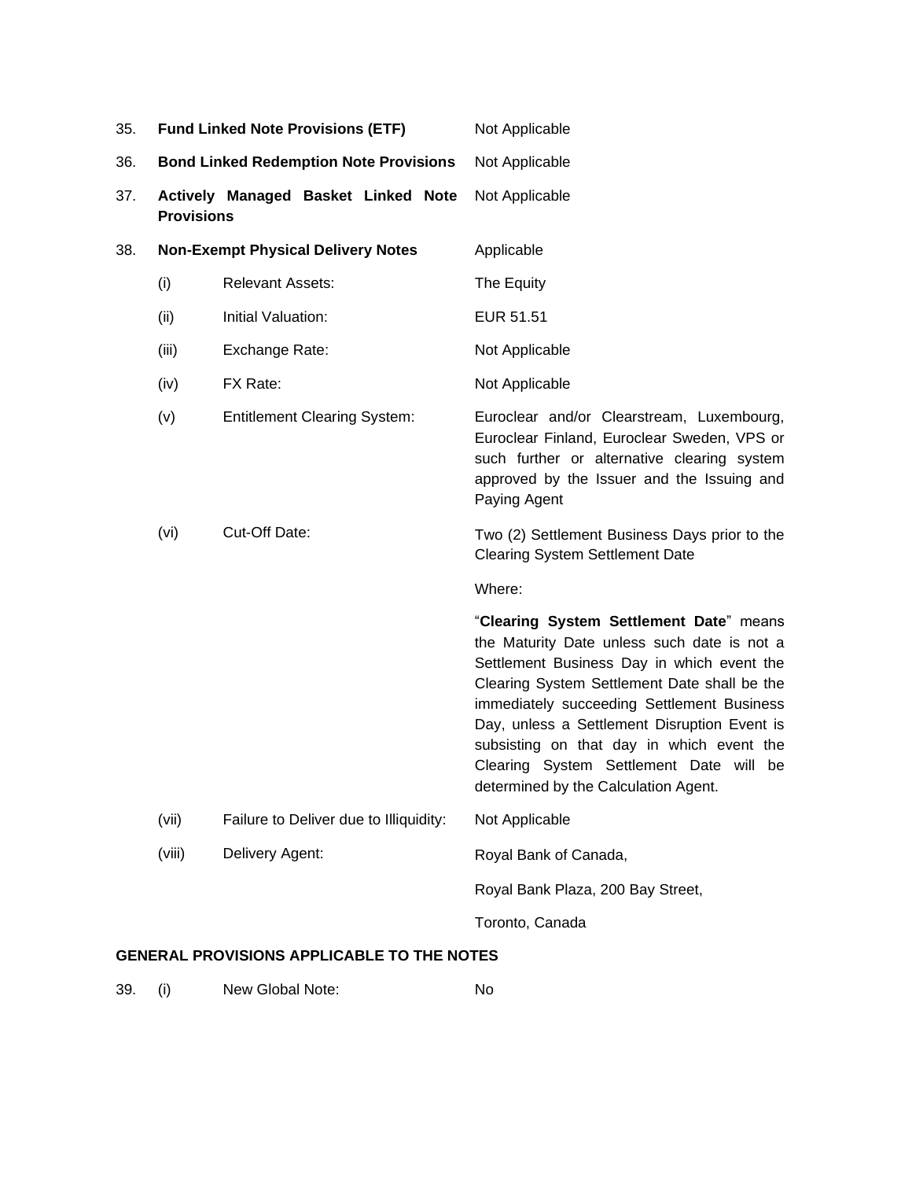35. **Fund Linked Note Provisions (ETF)** Not Applicable

36. **Bond Linked Redemption Note Provisions** Not Applicable

37. **Actively Managed Basket Linked Note Provisions** Not Applicable

38. **Non-Exempt Physical Delivery Notes** Applicable

(i) Relevant Assets: The Equity

(ii) Initial Valuation: EUR 51.51

(iii) Exchange Rate: Not Applicable

(iv) FX Rate: Not Applicable

(v) Entitlement Clearing System: Euroclear and/or Clearstream, Luxembourg, Euroclear Finland, Euroclear Sweden, VPS or such further or alternative clearing system approved by the Issuer and the Issuing and Paying Agent

(vi) Cut-Off Date: Two (2) Settlement Business Days prior to the Clearing System Settlement Date

Where:

"**Clearing System Settlement Date**" means the Maturity Date unless such date is not a Settlement Business Day in which event the Clearing System Settlement Date shall be the immediately succeeding Settlement Business Day, unless a Settlement Disruption Event is subsisting on that day in which event the Clearing System Settlement Date will be determined by the Calculation Agent.

(vii) Failure to Deliver due to Illiquidity: Not Applicable

(viii) Delivery Agent: Royal Bank of Canada,

Royal Bank Plaza, 200 Bay Street,

Toronto, Canada

**GENERAL PROVISIONS APPLICABLE TO THE NOTES**

39. (i) New Global Note: No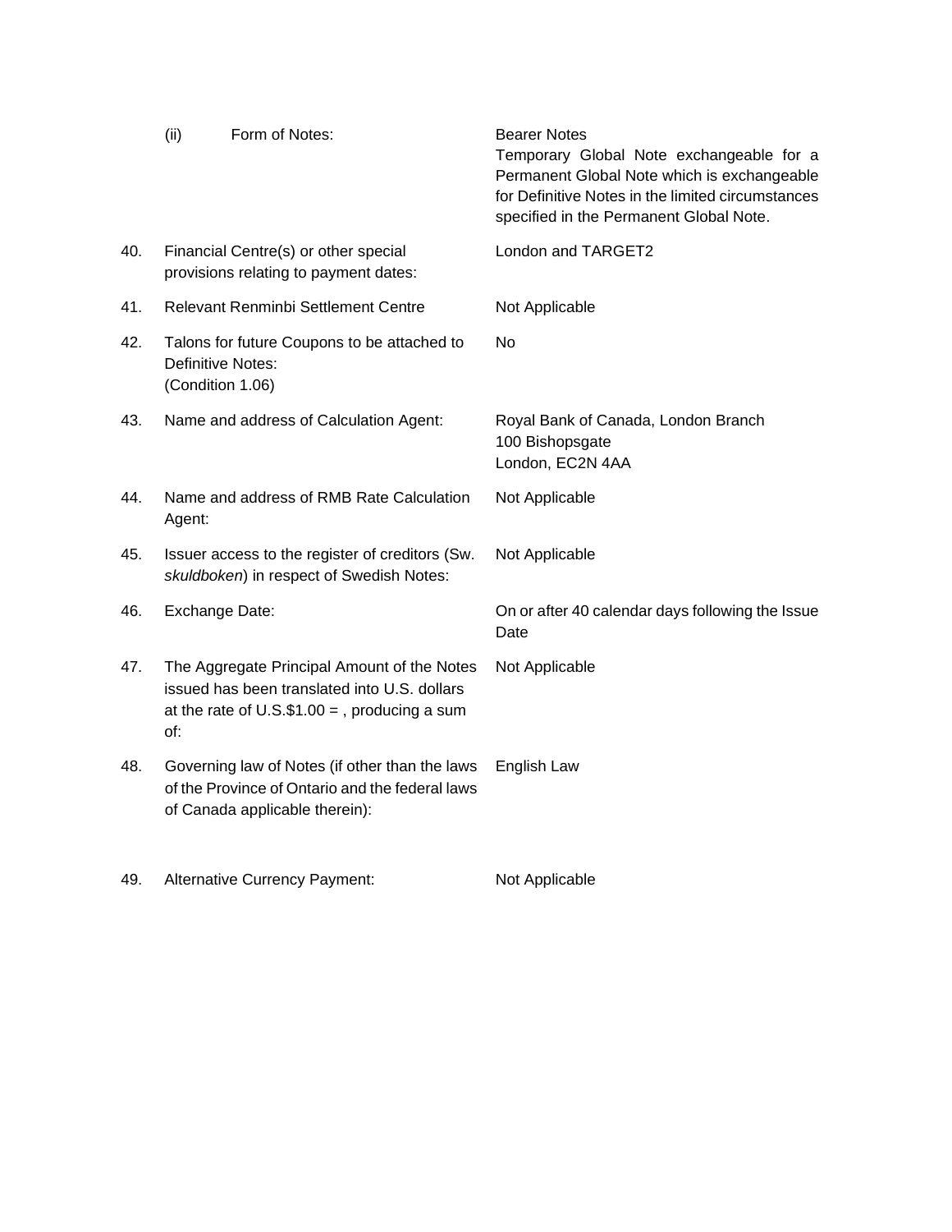| | | |
|---|---|---|
| | (ii) Form of Notes: | Bearer Notes<br>Temporary Global Note exchangeable for a Permanent Global Note which is exchangeable for Definitive Notes in the limited circumstances specified in the Permanent Global Note. |
| 40. | Financial Centre(s) or other special provisions relating to payment dates: | London and TARGET2 |
| 41. | Relevant Renminbi Settlement Centre | Not Applicable |
| 42. | Talons for future Coupons to be attached to Definitive Notes:<br>(Condition 1.06) | No |
| 43. | Name and address of Calculation Agent: | Royal Bank of Canada, London Branch<br>100 Bishopsgate<br>London, EC2N 4AA |
| 44. | Name and address of RMB Rate Calculation Agent: | Not Applicable |
| 45. | Issuer access to the register of creditors (Sw. *skuldboken*) in respect of Swedish Notes: | Not Applicable |
| 46. | Exchange Date: | On or after 40 calendar days following the Issue Date |
| 47. | The Aggregate Principal Amount of the Notes issued has been translated into U.S. dollars at the rate of U.S.$1.00 = , producing a sum of: | Not Applicable |
| 48. | Governing law of Notes (if other than the laws of the Province of Ontario and the federal laws of Canada applicable therein): | English Law |
| 49. | Alternative Currency Payment: | Not Applicable |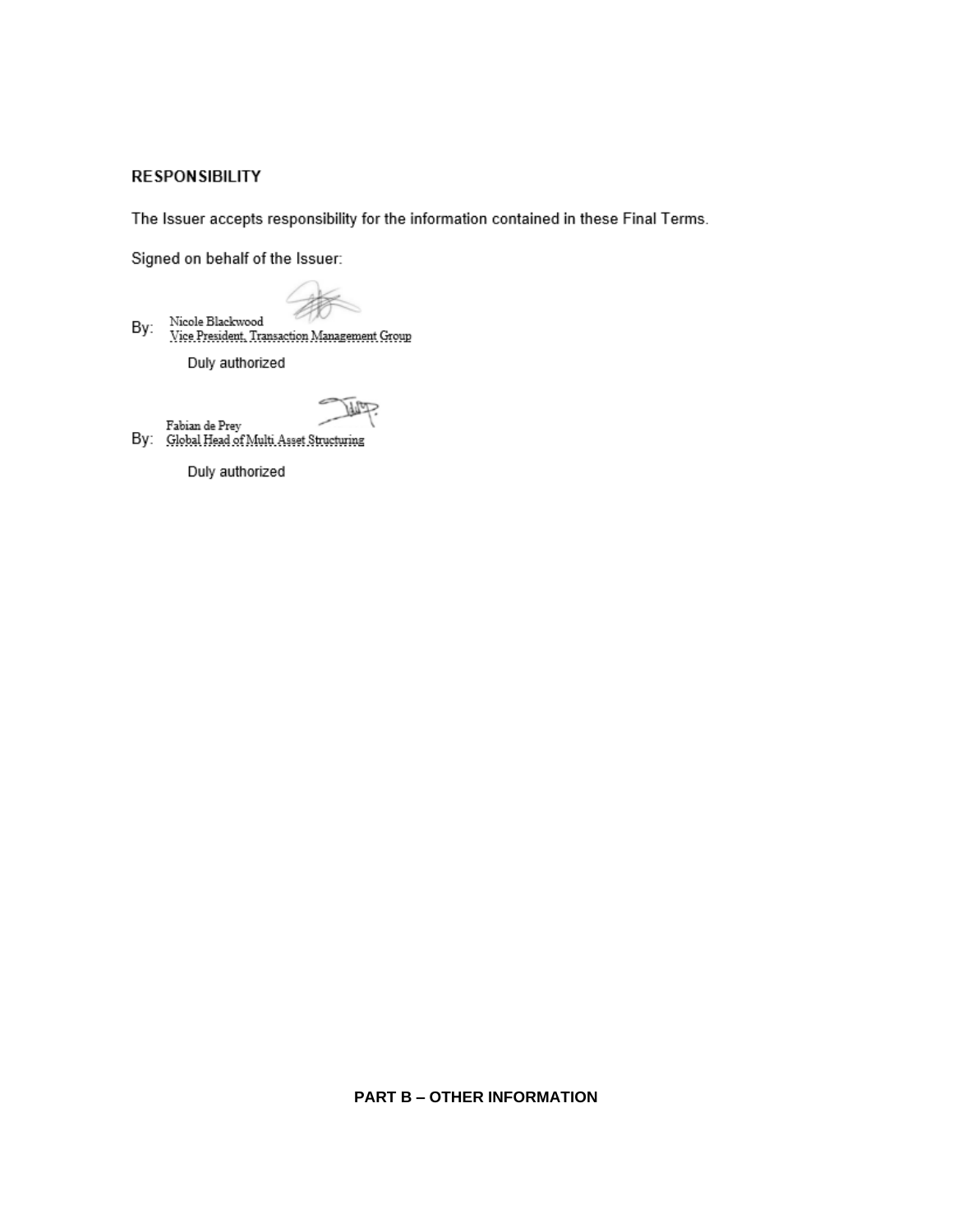## RESPONSIBILITY

The Issuer accepts responsibility for the information contained in these Final Terms.

Signed on behalf of the Issuer:

By: Nicole Blackwood
Vice President, Transaction Management Group

Duly authorized

By: Fabian de Prey
Global Head of Multi Asset Structuring

Duly authorized

## PART B – OTHER INFORMATION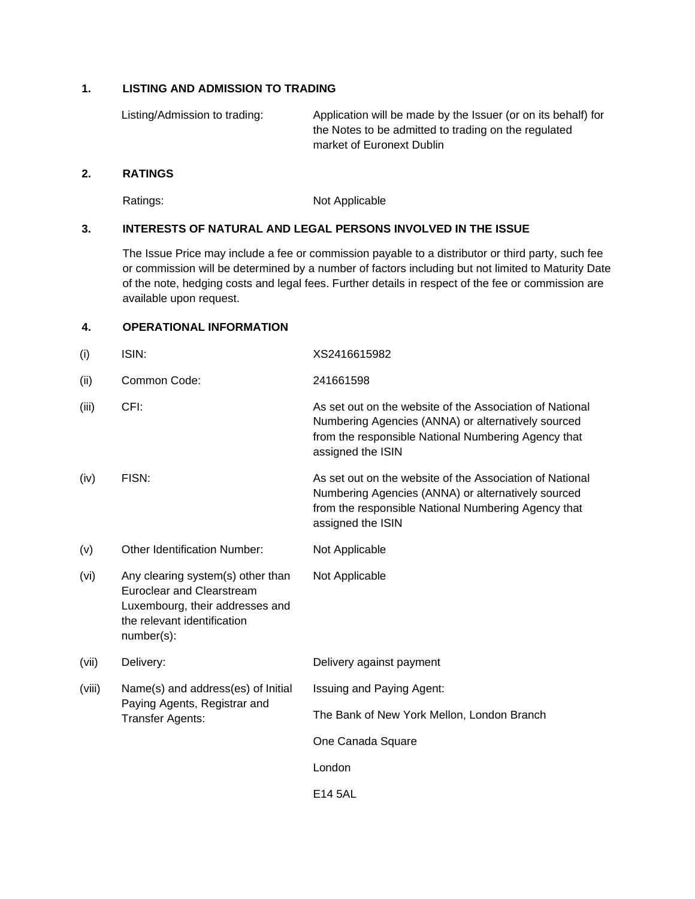## 1. LISTING AND ADMISSION TO TRADING

| | |
|---|---|
| Listing/Admission to trading: | Application will be made by the Issuer (or on its behalf) for the Notes to be admitted to trading on the regulated market of Euronext Dublin |

## 2. RATINGS

| | |
|---|---|
| Ratings: | Not Applicable |

## 3. INTERESTS OF NATURAL AND LEGAL PERSONS INVOLVED IN THE ISSUE

The Issue Price may include a fee or commission payable to a distributor or third party, such fee or commission will be determined by a number of factors including but not limited to Maturity Date of the note, hedging costs and legal fees. Further details in respect of the fee or commission are available upon request.

## 4. OPERATIONAL INFORMATION

| | | |
|---|---|---|
| (i) | ISIN: | XS2416615982 |
| (ii) | Common Code: | 241661598 |
| (iii) | CFI: | As set out on the website of the Association of National Numbering Agencies (ANNA) or alternatively sourced from the responsible National Numbering Agency that assigned the ISIN |
| (iv) | FISN: | As set out on the website of the Association of National Numbering Agencies (ANNA) or alternatively sourced from the responsible National Numbering Agency that assigned the ISIN |
| (v) | Other Identification Number: | Not Applicable |
| (vi) | Any clearing system(s) other than Euroclear and Clearstream Luxembourg, their addresses and the relevant identification number(s): | Not Applicable |
| (vii) | Delivery: | Delivery against payment |
| (viii) | Name(s) and address(es) of Initial Paying Agents, Registrar and Transfer Agents: | Issuing and Paying Agent:<br><br>The Bank of New York Mellon, London Branch<br><br>One Canada Square<br><br>London<br><br>E14 5AL |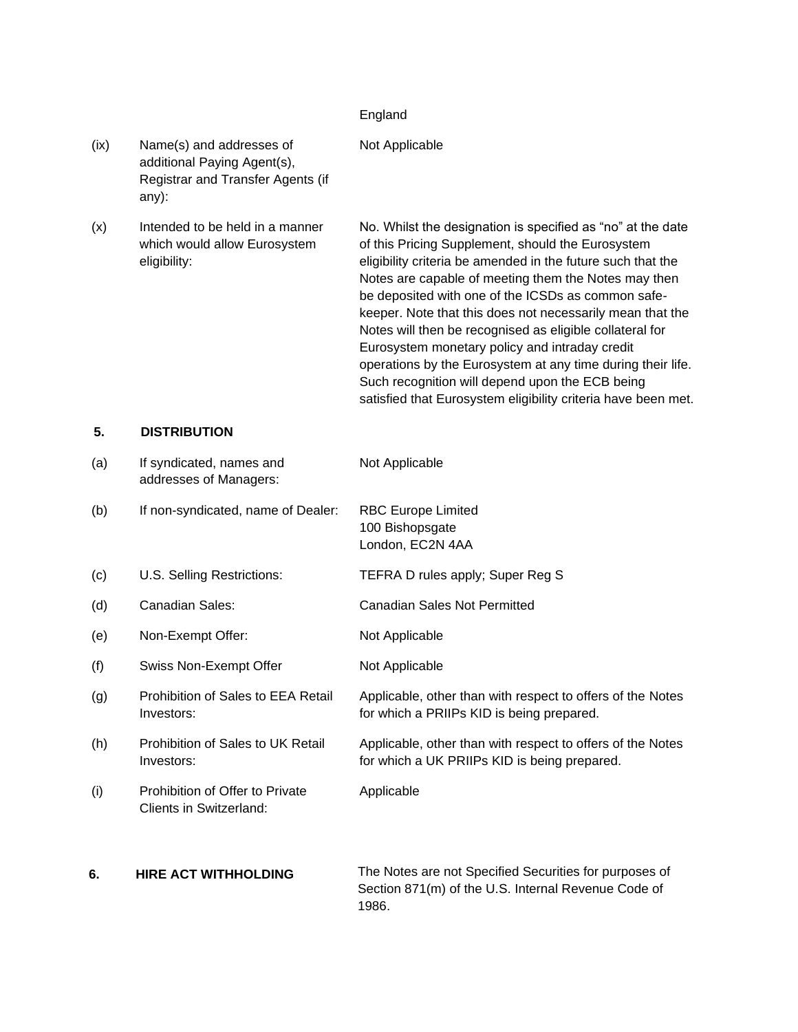England

| | | |
|---|---|---|
| (ix) | Name(s) and addresses of additional Paying Agent(s), Registrar and Transfer Agents (if any): | Not Applicable |
| (x) | Intended to be held in a manner which would allow Eurosystem eligibility: | No. Whilst the designation is specified as "no" at the date of this Pricing Supplement, should the Eurosystem eligibility criteria be amended in the future such that the Notes are capable of meeting them the Notes may then be deposited with one of the ICSDs as common safe-keeper. Note that this does not necessarily mean that the Notes will then be recognised as eligible collateral for Eurosystem monetary policy and intraday credit operations by the Eurosystem at any time during their life. Such recognition will depend upon the ECB being satisfied that Eurosystem eligibility criteria have been met. |

## 5. DISTRIBUTION

| | | |
|---|---|---|
| (a) | If syndicated, names and addresses of Managers: | Not Applicable |
| (b) | If non-syndicated, name of Dealer: | RBC Europe Limited<br>100 Bishopsgate<br>London, EC2N 4AA |
| (c) | U.S. Selling Restrictions: | TEFRA D rules apply; Super Reg S |
| (d) | Canadian Sales: | Canadian Sales Not Permitted |
| (e) | Non-Exempt Offer: | Not Applicable |
| (f) | Swiss Non-Exempt Offer | Not Applicable |
| (g) | Prohibition of Sales to EEA Retail Investors: | Applicable, other than with respect to offers of the Notes for which a PRIIPs KID is being prepared. |
| (h) | Prohibition of Sales to UK Retail Investors: | Applicable, other than with respect to offers of the Notes for which a UK PRIIPs KID is being prepared. |
| (i) | Prohibition of Offer to Private Clients in Switzerland: | Applicable |

## 6. HIRE ACT WITHHOLDING

The Notes are not Specified Securities for purposes of Section 871(m) of the U.S. Internal Revenue Code of 1986.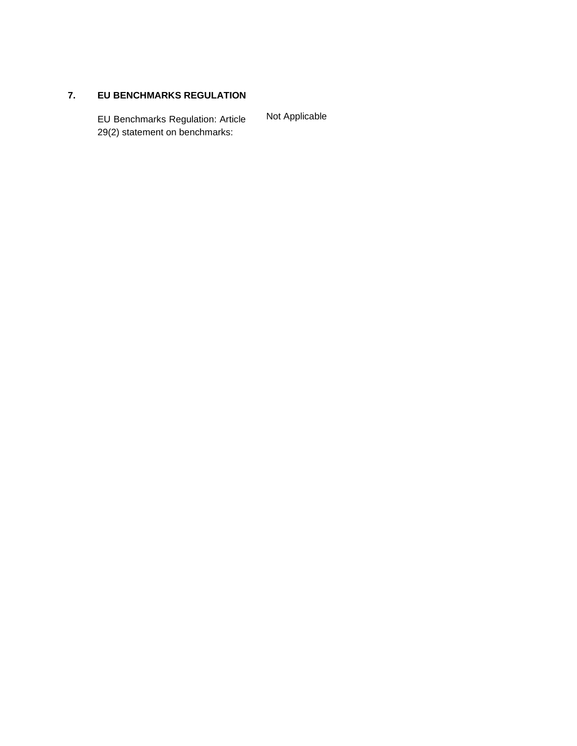## 7. EU BENCHMARKS REGULATION

| | |
|---|---|
| EU Benchmarks Regulation: Article 29(2) statement on benchmarks: | Not Applicable |